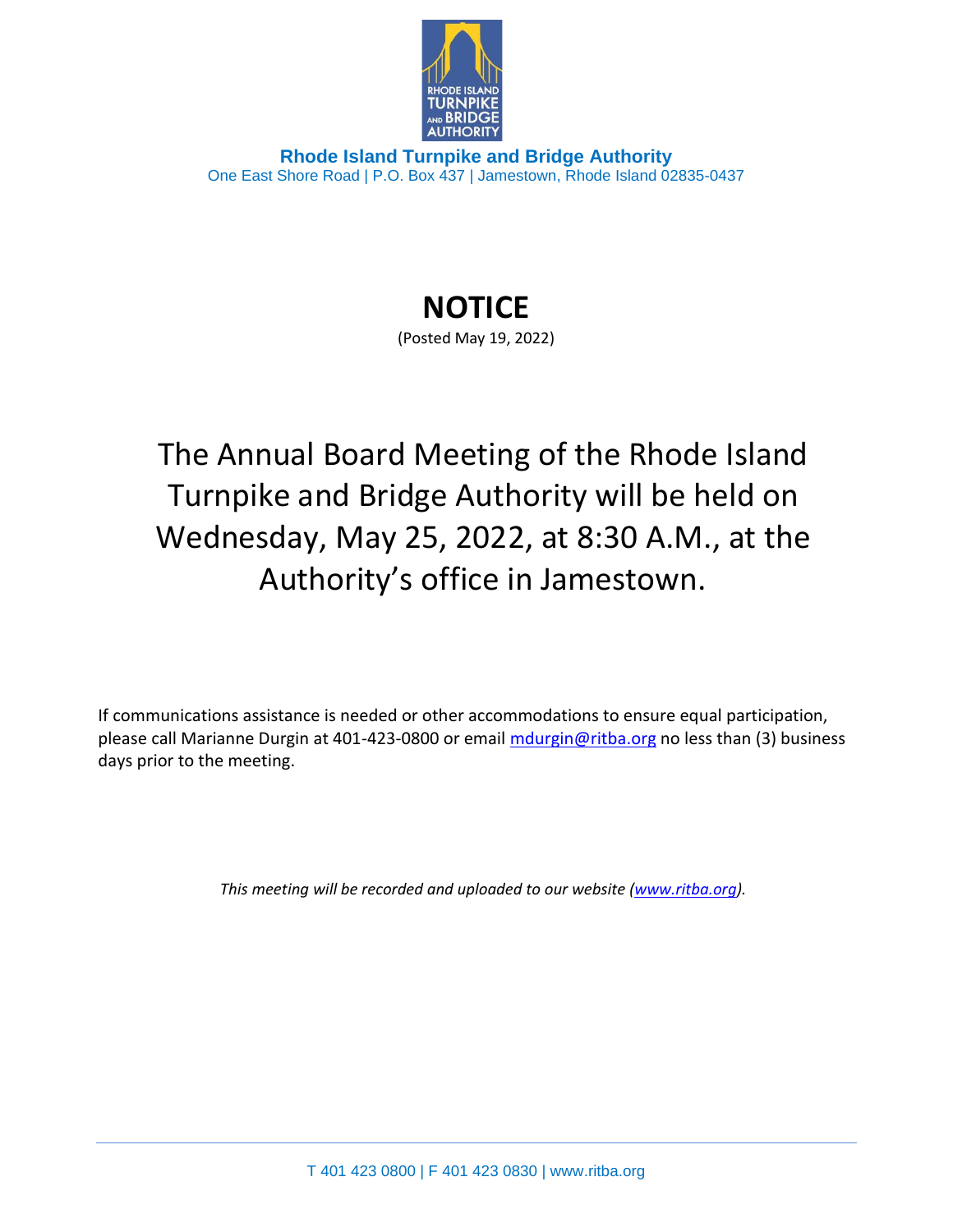**Rhode Island Turnpike and Bridge Authority**
One East Shore Road | P.O. Box 437 | Jamestown, Rhode Island 02835-0437

# NOTICE

(Posted May 19, 2022)

The Annual Board Meeting of the Rhode Island Turnpike and Bridge Authority will be held on Wednesday, May 25, 2022, at 8:30 A.M., at the Authority's office in Jamestown.

If communications assistance is needed or other accommodations to ensure equal participation, please call Marianne Durgin at 401-423-0800 or email mdurgin@ritba.org no less than (3) business days prior to the meeting.

*This meeting will be recorded and uploaded to our website (www.ritba.org).*

T 401 423 0800 | F 401 423 0830 | www.ritba.org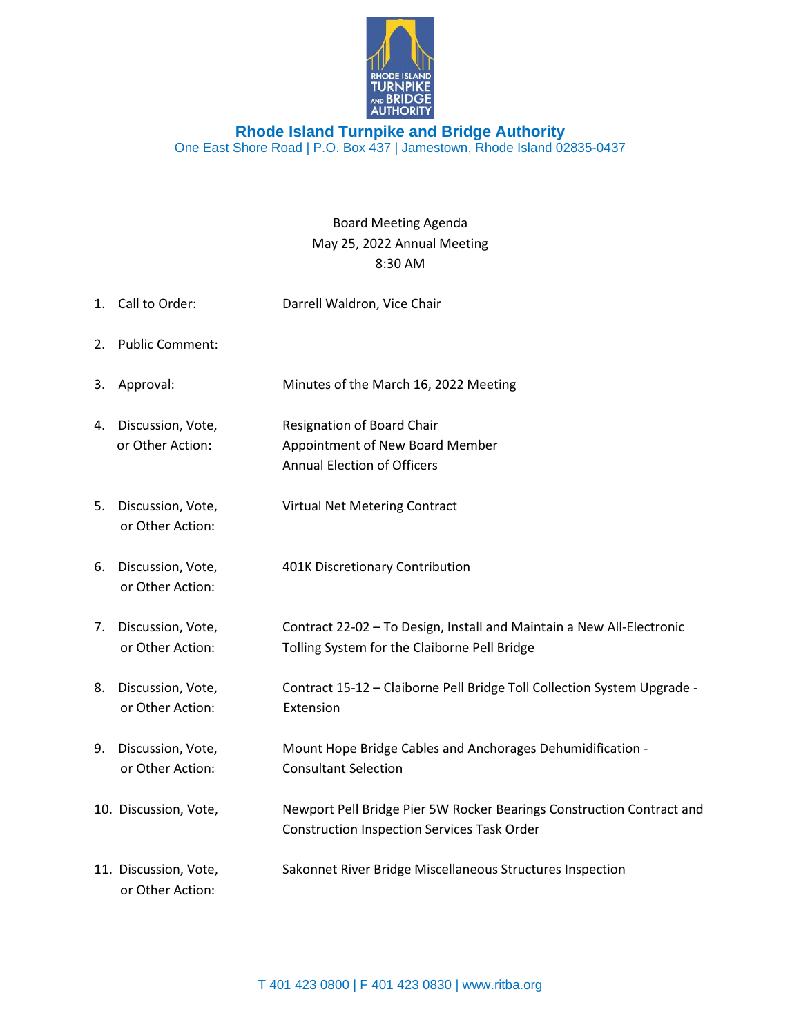# Rhode Island Turnpike and Bridge Authority

One East Shore Road | P.O. Box 437 | Jamestown, Rhode Island 02835-0437

Board Meeting Agenda
May 25, 2022 Annual Meeting
8:30 AM

1. Call to Order: Darrell Waldron, Vice Chair

2. Public Comment:

3. Approval: Minutes of the March 16, 2022 Meeting

4. Discussion, Vote, or Other Action: Resignation of Board Chair
   Appointment of New Board Member
   Annual Election of Officers

5. Discussion, Vote, or Other Action: Virtual Net Metering Contract

6. Discussion, Vote, or Other Action: 401K Discretionary Contribution

7. Discussion, Vote, or Other Action: Contract 22-02 – To Design, Install and Maintain a New All-Electronic Tolling System for the Claiborne Pell Bridge

8. Discussion, Vote, or Other Action: Contract 15-12 – Claiborne Pell Bridge Toll Collection System Upgrade - Extension

9. Discussion, Vote, or Other Action: Mount Hope Bridge Cables and Anchorages Dehumidification - Consultant Selection

10. Discussion, Vote, Newport Pell Bridge Pier 5W Rocker Bearings Construction Contract and Construction Inspection Services Task Order

11. Discussion, Vote, or Other Action: Sakonnet River Bridge Miscellaneous Structures Inspection

T 401 423 0800 | F 401 423 0830 | www.ritba.org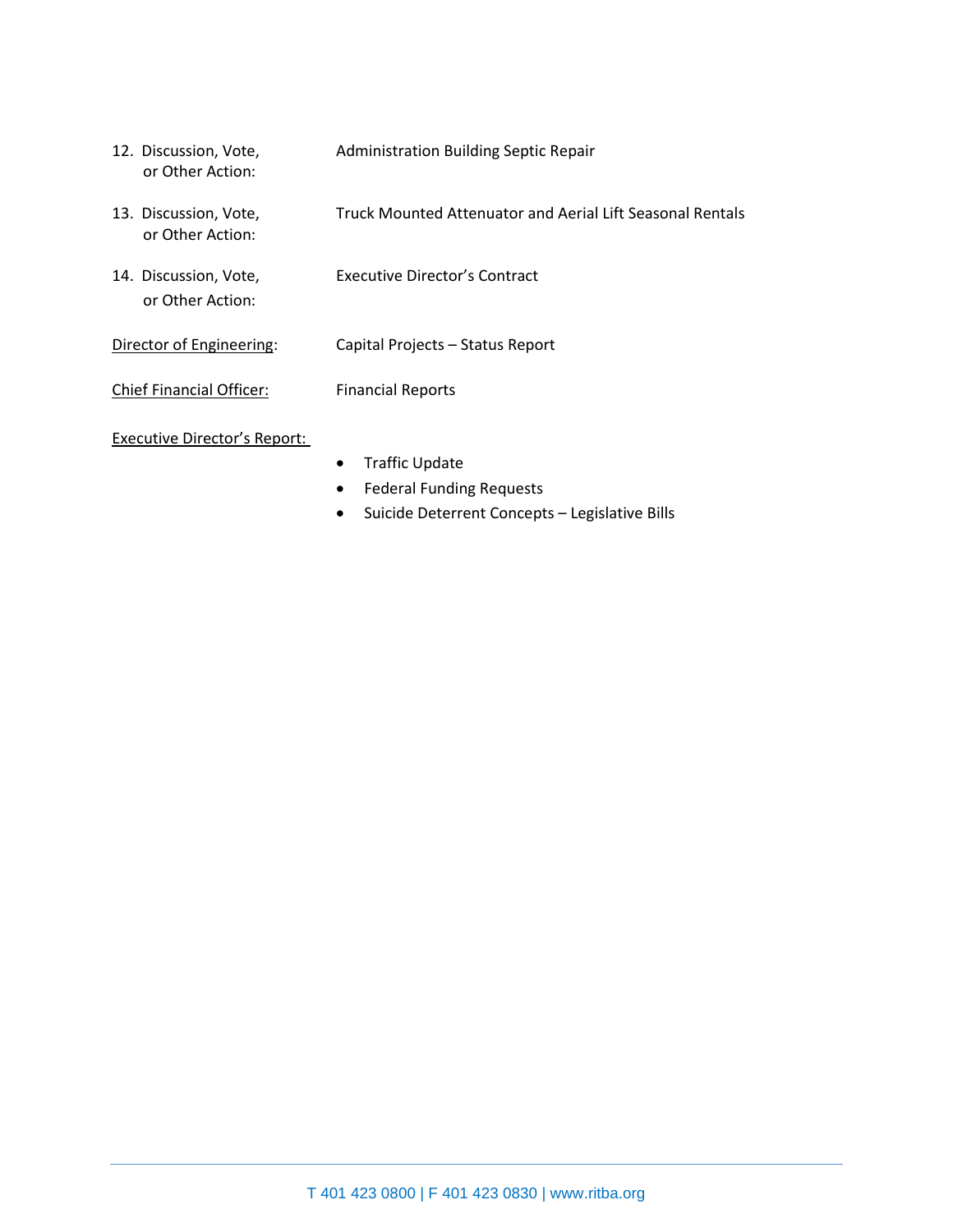12. Discussion, Vote, or Other Action: Administration Building Septic Repair

13. Discussion, Vote, or Other Action: Truck Mounted Attenuator and Aerial Lift Seasonal Rentals

14. Discussion, Vote, or Other Action: Executive Director's Contract

Director of Engineering: Capital Projects – Status Report

Chief Financial Officer: Financial Reports

Executive Director's Report:

- Traffic Update
- Federal Funding Requests
- Suicide Deterrent Concepts – Legislative Bills

T 401 423 0800 | F 401 423 0830 | www.ritba.org